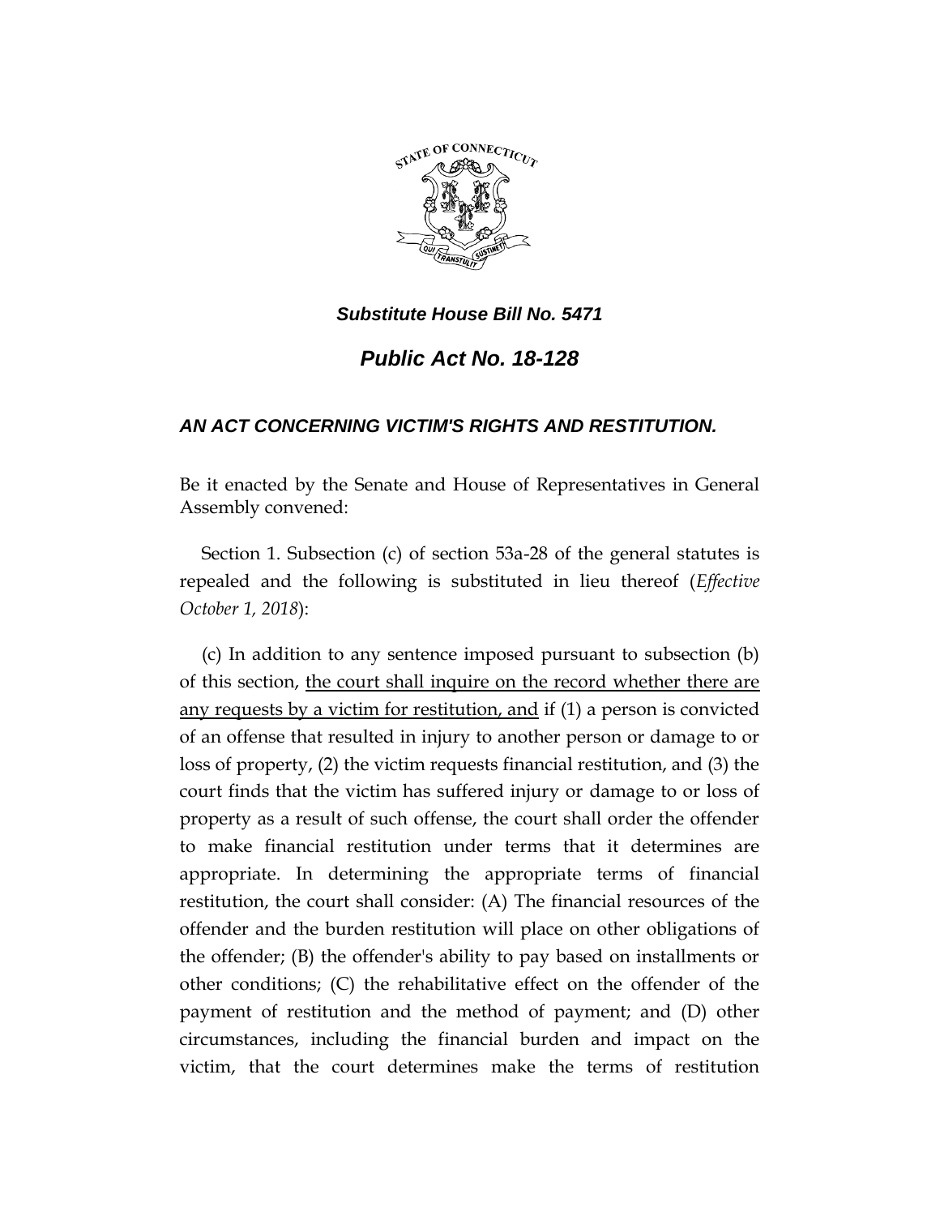***Substitute House Bill No. 5471***

# *Public Act No. 18-128*

## *AN ACT CONCERNING VICTIM'S RIGHTS AND RESTITUTION.*

Be it enacted by the Senate and House of Representatives in General Assembly convened:

Section 1. Subsection (c) of section 53a-28 of the general statutes is repealed and the following is substituted in lieu thereof (*Effective October 1, 2018*):

(c) In addition to any sentence imposed pursuant to subsection (b) of this section, <u>the court shall inquire on the record whether there are any requests by a victim for restitution, and</u> if (1) a person is convicted of an offense that resulted in injury to another person or damage to or loss of property, (2) the victim requests financial restitution, and (3) the court finds that the victim has suffered injury or damage to or loss of property as a result of such offense, the court shall order the offender to make financial restitution under terms that it determines are appropriate. In determining the appropriate terms of financial restitution, the court shall consider: (A) The financial resources of the offender and the burden restitution will place on other obligations of the offender; (B) the offender's ability to pay based on installments or other conditions; (C) the rehabilitative effect on the offender of the payment of restitution and the method of payment; and (D) other circumstances, including the financial burden and impact on the victim, that the court determines make the terms of restitution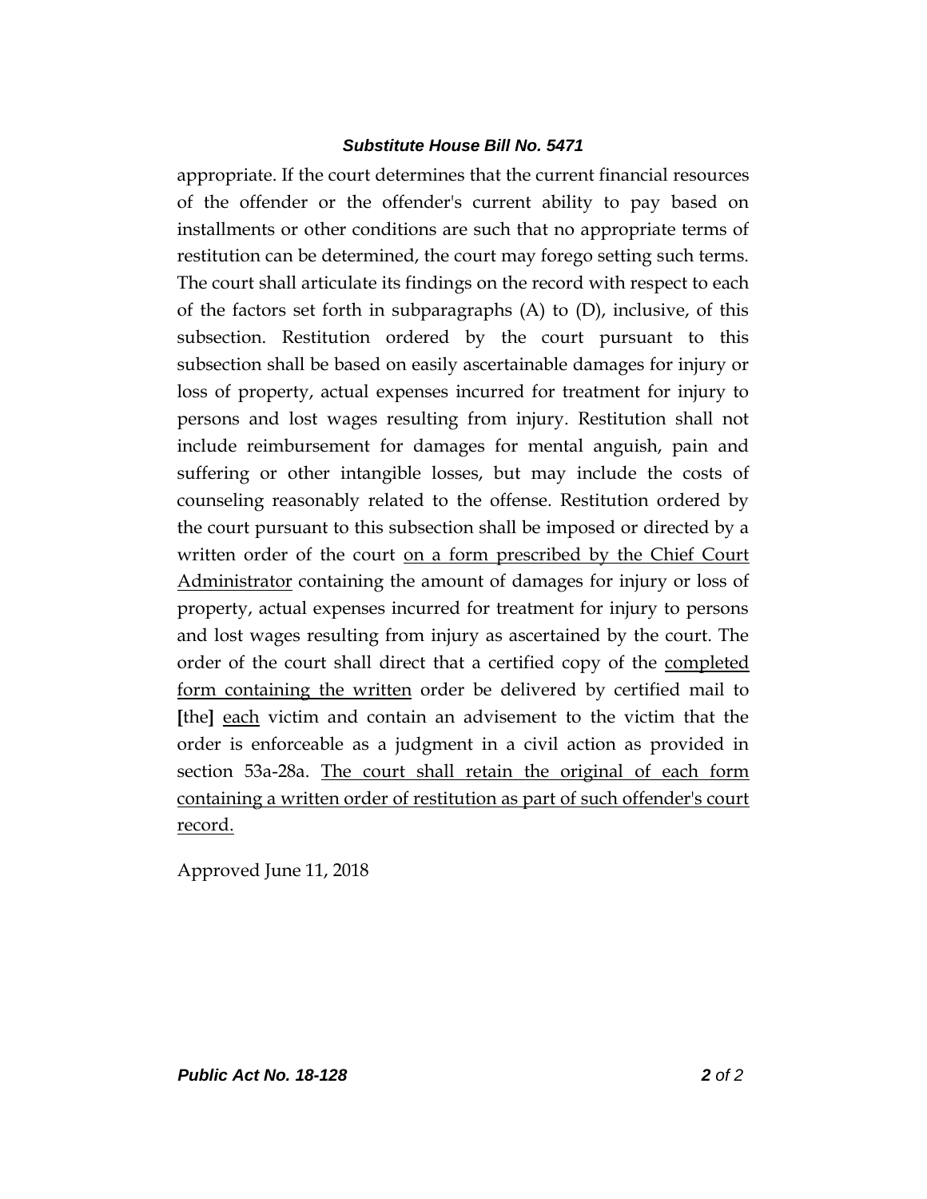appropriate. If the court determines that the current financial resources of the offender or the offender's current ability to pay based on installments or other conditions are such that no appropriate terms of restitution can be determined, the court may forego setting such terms. The court shall articulate its findings on the record with respect to each of the factors set forth in subparagraphs (A) to (D), inclusive, of this subsection. Restitution ordered by the court pursuant to this subsection shall be based on easily ascertainable damages for injury or loss of property, actual expenses incurred for treatment for injury to persons and lost wages resulting from injury. Restitution shall not include reimbursement for damages for mental anguish, pain and suffering or other intangible losses, but may include the costs of counseling reasonably related to the offense. Restitution ordered by the court pursuant to this subsection shall be imposed or directed by a written order of the court <u>on a form prescribed by the Chief Court Administrator</u> containing the amount of damages for injury or loss of property, actual expenses incurred for treatment for injury to persons and lost wages resulting from injury as ascertained by the court. The order of the court shall direct that a certified copy of the <u>completed form containing the written</u> order be delivered by certified mail to **[**the**]** <u>each</u> victim and contain an advisement to the victim that the order is enforceable as a judgment in a civil action as provided in section 53a-28a. <u>The court shall retain the original of each form containing a written order of restitution as part of such offender's court record.</u>

Approved June 11, 2018